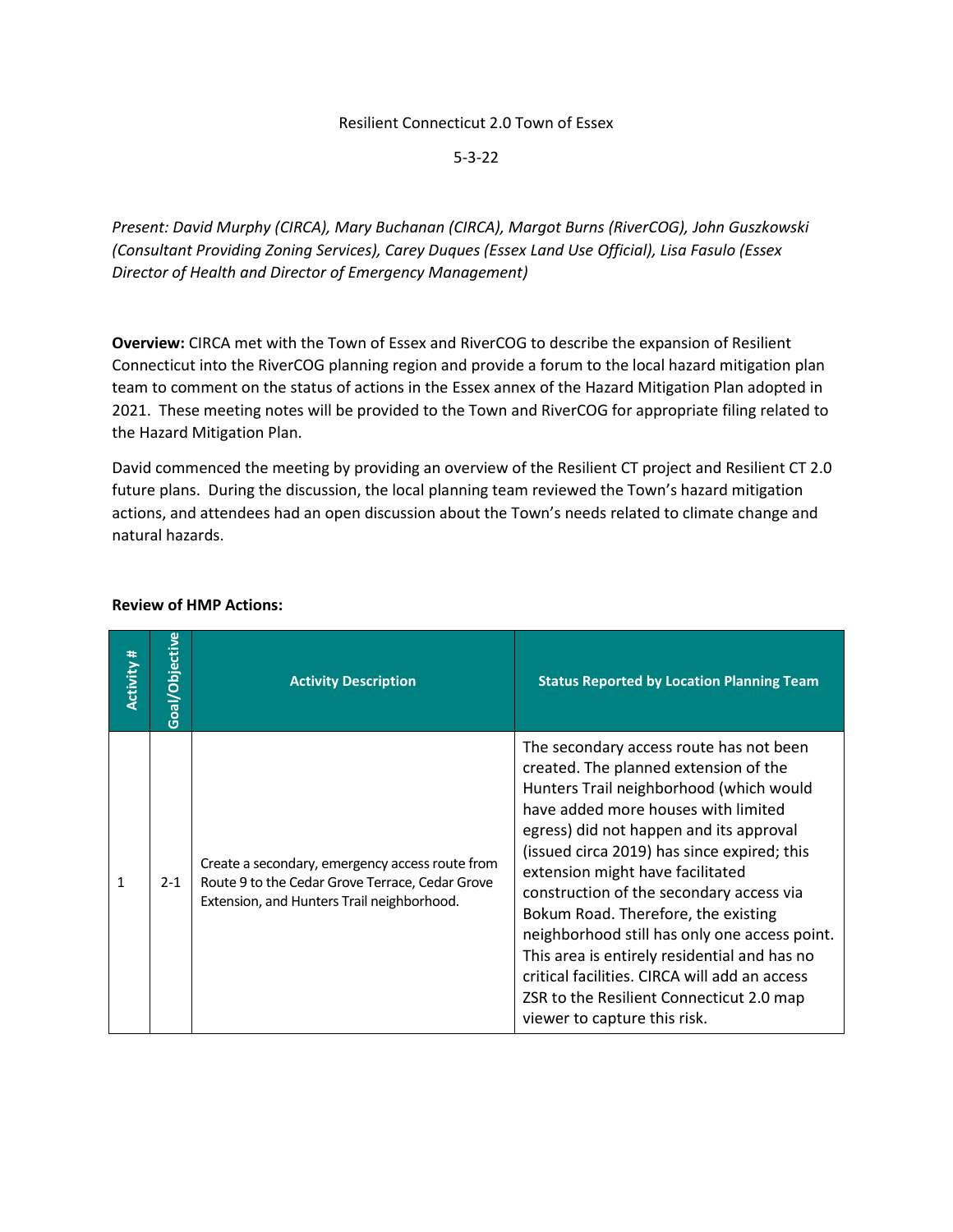Resilient Connecticut 2.0 Town of Essex

5-3-22

*Present: David Murphy (CIRCA), Mary Buchanan (CIRCA), Margot Burns (RiverCOG), John Guszkowski (Consultant Providing Zoning Services), Carey Duques (Essex Land Use Official), Lisa Fasulo (Essex Director of Health and Director of Emergency Management)*

**Overview:** CIRCA met with the Town of Essex and RiverCOG to describe the expansion of Resilient Connecticut into the RiverCOG planning region and provide a forum to the local hazard mitigation plan team to comment on the status of actions in the Essex annex of the Hazard Mitigation Plan adopted in 2021. These meeting notes will be provided to the Town and RiverCOG for appropriate filing related to the Hazard Mitigation Plan.

David commenced the meeting by providing an overview of the Resilient CT project and Resilient CT 2.0 future plans. During the discussion, the local planning team reviewed the Town's hazard mitigation actions, and attendees had an open discussion about the Town's needs related to climate change and natural hazards.

**Review of HMP Actions:**

| Activity # | Goal/Objective | Activity Description | Status Reported by Location Planning Team |
|---|---|---|---|
| 1 | 2-1 | Create a secondary, emergency access route from Route 9 to the Cedar Grove Terrace, Cedar Grove Extension, and Hunters Trail neighborhood. | The secondary access route has not been created. The planned extension of the Hunters Trail neighborhood (which would have added more houses with limited egress) did not happen and its approval (issued circa 2019) has since expired; this extension might have facilitated construction of the secondary access via Bokum Road. Therefore, the existing neighborhood still has only one access point. This area is entirely residential and has no critical facilities. CIRCA will add an access ZSR to the Resilient Connecticut 2.0 map viewer to capture this risk. |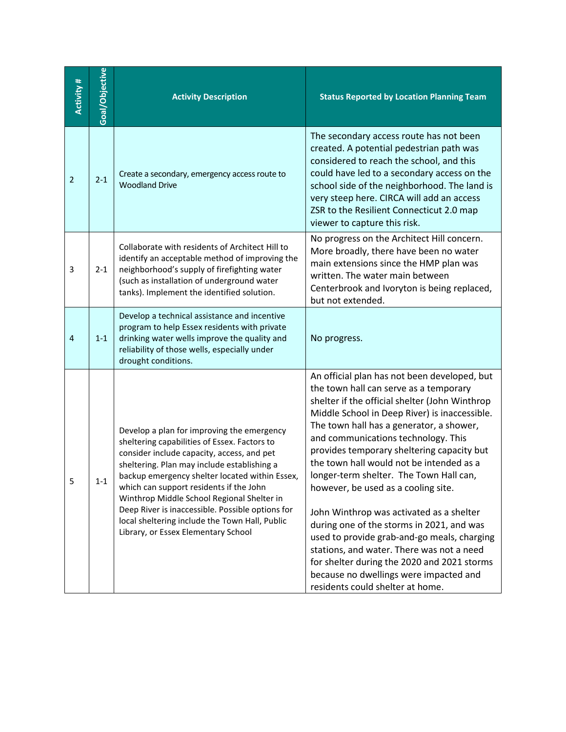| Activity # | Goal/Objective | Activity Description | Status Reported by Location Planning Team |
|---|---|---|---|
| 2 | 2-1 | Create a secondary, emergency access route to Woodland Drive | The secondary access route has not been created. A potential pedestrian path was considered to reach the school, and this could have led to a secondary access on the school side of the neighborhood. The land is very steep here. CIRCA will add an access ZSR to the Resilient Connecticut 2.0 map viewer to capture this risk. |
| 3 | 2-1 | Collaborate with residents of Architect Hill to identify an acceptable method of improving the neighborhood's supply of firefighting water (such as installation of underground water tanks). Implement the identified solution. | No progress on the Architect Hill concern. More broadly, there have been no water main extensions since the HMP plan was written. The water main between Centerbrook and Ivoryton is being replaced, but not extended. |
| 4 | 1-1 | Develop a technical assistance and incentive program to help Essex residents with private drinking water wells improve the quality and reliability of those wells, especially under drought conditions. | No progress. |
| 5 | 1-1 | Develop a plan for improving the emergency sheltering capabilities of Essex. Factors to consider include capacity, access, and pet sheltering. Plan may include establishing a backup emergency shelter located within Essex, which can support residents if the John Winthrop Middle School Regional Shelter in Deep River is inaccessible. Possible options for local sheltering include the Town Hall, Public Library, or Essex Elementary School | An official plan has not been developed, but the town hall can serve as a temporary shelter if the official shelter (John Winthrop Middle School in Deep River) is inaccessible. The town hall has a generator, a shower, and communications technology. This provides temporary sheltering capacity but the town hall would not be intended as a longer-term shelter. The Town Hall can, however, be used as a cooling site.<br><br>John Winthrop was activated as a shelter during one of the storms in 2021, and was used to provide grab-and-go meals, charging stations, and water. There was not a need for shelter during the 2020 and 2021 storms because no dwellings were impacted and residents could shelter at home. |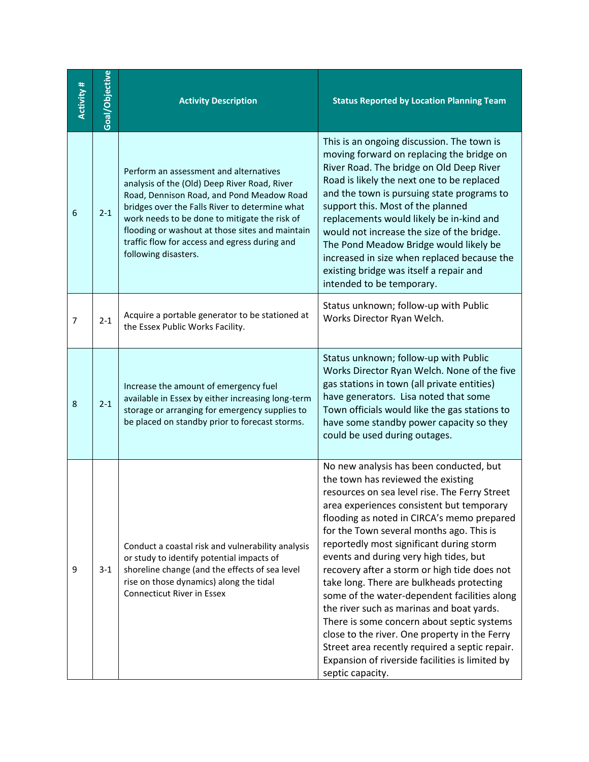| Activity # | Goal/Objective | Activity Description | Status Reported by Location Planning Team |
|---|---|---|---|
| 6 | 2-1 | Perform an assessment and alternatives analysis of the (Old) Deep River Road, River Road, Dennison Road, and Pond Meadow Road bridges over the Falls River to determine what work needs to be done to mitigate the risk of flooding or washout at those sites and maintain traffic flow for access and egress during and following disasters. | This is an ongoing discussion. The town is moving forward on replacing the bridge on River Road. The bridge on Old Deep River Road is likely the next one to be replaced and the town is pursuing state programs to support this. Most of the planned replacements would likely be in-kind and would not increase the size of the bridge. The Pond Meadow Bridge would likely be increased in size when replaced because the existing bridge was itself a repair and intended to be temporary. |
| 7 | 2-1 | Acquire a portable generator to be stationed at the Essex Public Works Facility. | Status unknown; follow-up with Public Works Director Ryan Welch. |
| 8 | 2-1 | Increase the amount of emergency fuel available in Essex by either increasing long-term storage or arranging for emergency supplies to be placed on standby prior to forecast storms. | Status unknown; follow-up with Public Works Director Ryan Welch. None of the five gas stations in town (all private entities) have generators. Lisa noted that some Town officials would like the gas stations to have some standby power capacity so they could be used during outages. |
| 9 | 3-1 | Conduct a coastal risk and vulnerability analysis or study to identify potential impacts of shoreline change (and the effects of sea level rise on those dynamics) along the tidal Connecticut River in Essex | No new analysis has been conducted, but the town has reviewed the existing resources on sea level rise. The Ferry Street area experiences consistent but temporary flooding as noted in CIRCA's memo prepared for the Town several months ago. This is reportedly most significant during storm events and during very high tides, but recovery after a storm or high tide does not take long. There are bulkheads protecting some of the water-dependent facilities along the river such as marinas and boat yards. There is some concern about septic systems close to the river. One property in the Ferry Street area recently required a septic repair. Expansion of riverside facilities is limited by septic capacity. |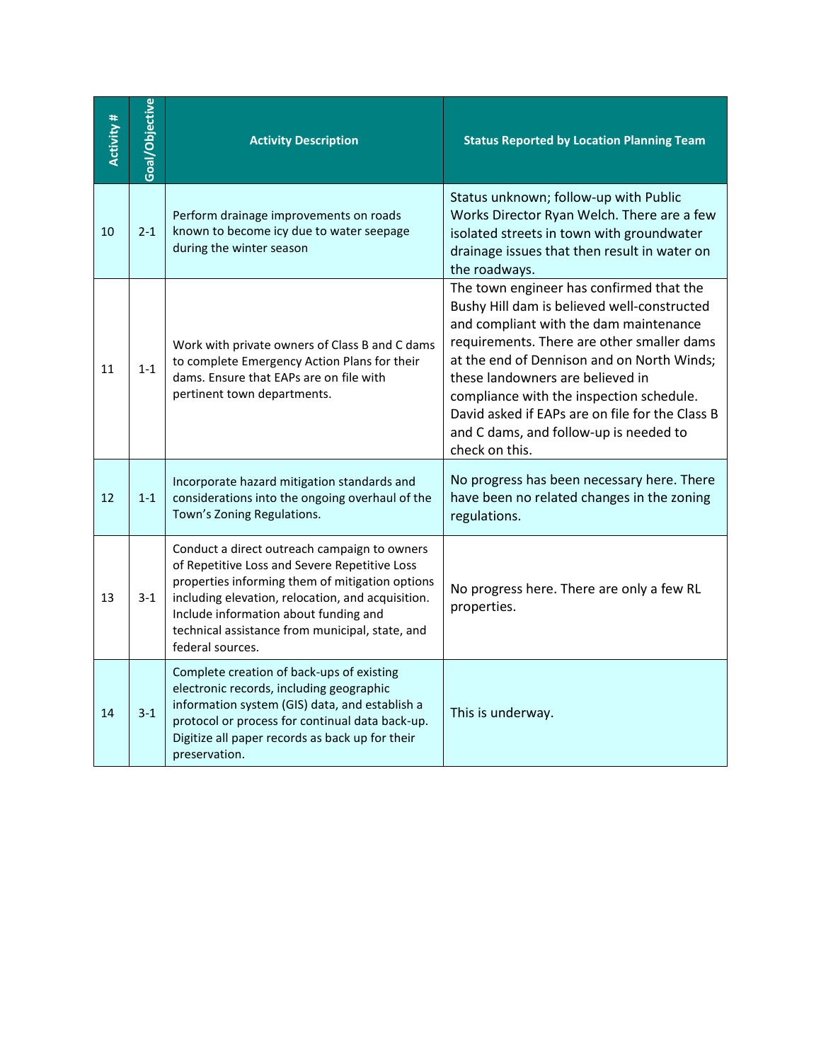| Activity # | Goal/Objective | Activity Description | Status Reported by Location Planning Team |
|---|---|---|---|
| 10 | 2-1 | Perform drainage improvements on roads known to become icy due to water seepage during the winter season | Status unknown; follow-up with Public Works Director Ryan Welch. There are a few isolated streets in town with groundwater drainage issues that then result in water on the roadways. |
| 11 | 1-1 | Work with private owners of Class B and C dams to complete Emergency Action Plans for their dams. Ensure that EAPs are on file with pertinent town departments. | The town engineer has confirmed that the Bushy Hill dam is believed well-constructed and compliant with the dam maintenance requirements. There are other smaller dams at the end of Dennison and on North Winds; these landowners are believed in compliance with the inspection schedule. David asked if EAPs are on file for the Class B and C dams, and follow-up is needed to check on this. |
| 12 | 1-1 | Incorporate hazard mitigation standards and considerations into the ongoing overhaul of the Town's Zoning Regulations. | No progress has been necessary here. There have been no related changes in the zoning regulations. |
| 13 | 3-1 | Conduct a direct outreach campaign to owners of Repetitive Loss and Severe Repetitive Loss properties informing them of mitigation options including elevation, relocation, and acquisition. Include information about funding and technical assistance from municipal, state, and federal sources. | No progress here. There are only a few RL properties. |
| 14 | 3-1 | Complete creation of back-ups of existing electronic records, including geographic information system (GIS) data, and establish a protocol or process for continual data back-up. Digitize all paper records as back up for their preservation. | This is underway. |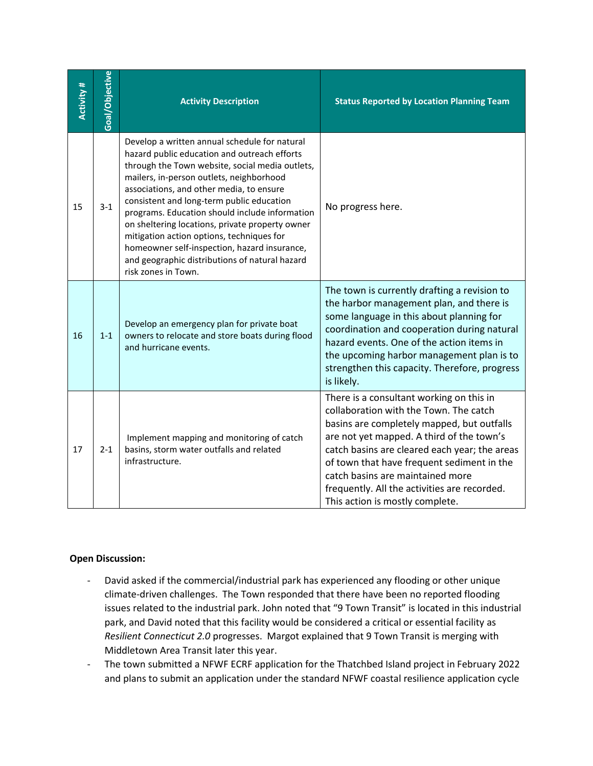| Activity # | Goal/Objective | Activity Description | Status Reported by Location Planning Team |
|---|---|---|---|
| 15 | 3-1 | Develop a written annual schedule for natural hazard public education and outreach efforts through the Town website, social media outlets, mailers, in-person outlets, neighborhood associations, and other media, to ensure consistent and long-term public education programs. Education should include information on sheltering locations, private property owner mitigation action options, techniques for homeowner self-inspection, hazard insurance, and geographic distributions of natural hazard risk zones in Town. | No progress here. |
| 16 | 1-1 | Develop an emergency plan for private boat owners to relocate and store boats during flood and hurricane events. | The town is currently drafting a revision to the harbor management plan, and there is some language in this about planning for coordination and cooperation during natural hazard events. One of the action items in the upcoming harbor management plan is to strengthen this capacity. Therefore, progress is likely. |
| 17 | 2-1 | Implement mapping and monitoring of catch basins, storm water outfalls and related infrastructure. | There is a consultant working on this in collaboration with the Town. The catch basins are completely mapped, but outfalls are not yet mapped. A third of the town's catch basins are cleared each year; the areas of town that have frequent sediment in the catch basins are maintained more frequently. All the activities are recorded. This action is mostly complete. |

**Open Discussion:**

- David asked if the commercial/industrial park has experienced any flooding or other unique climate-driven challenges. The Town responded that there have been no reported flooding issues related to the industrial park. John noted that "9 Town Transit" is located in this industrial park, and David noted that this facility would be considered a critical or essential facility as *Resilient Connecticut 2.0* progresses. Margot explained that 9 Town Transit is merging with Middletown Area Transit later this year.
- The town submitted a NFWF ECRF application for the Thatchbed Island project in February 2022 and plans to submit an application under the standard NFWF coastal resilience application cycle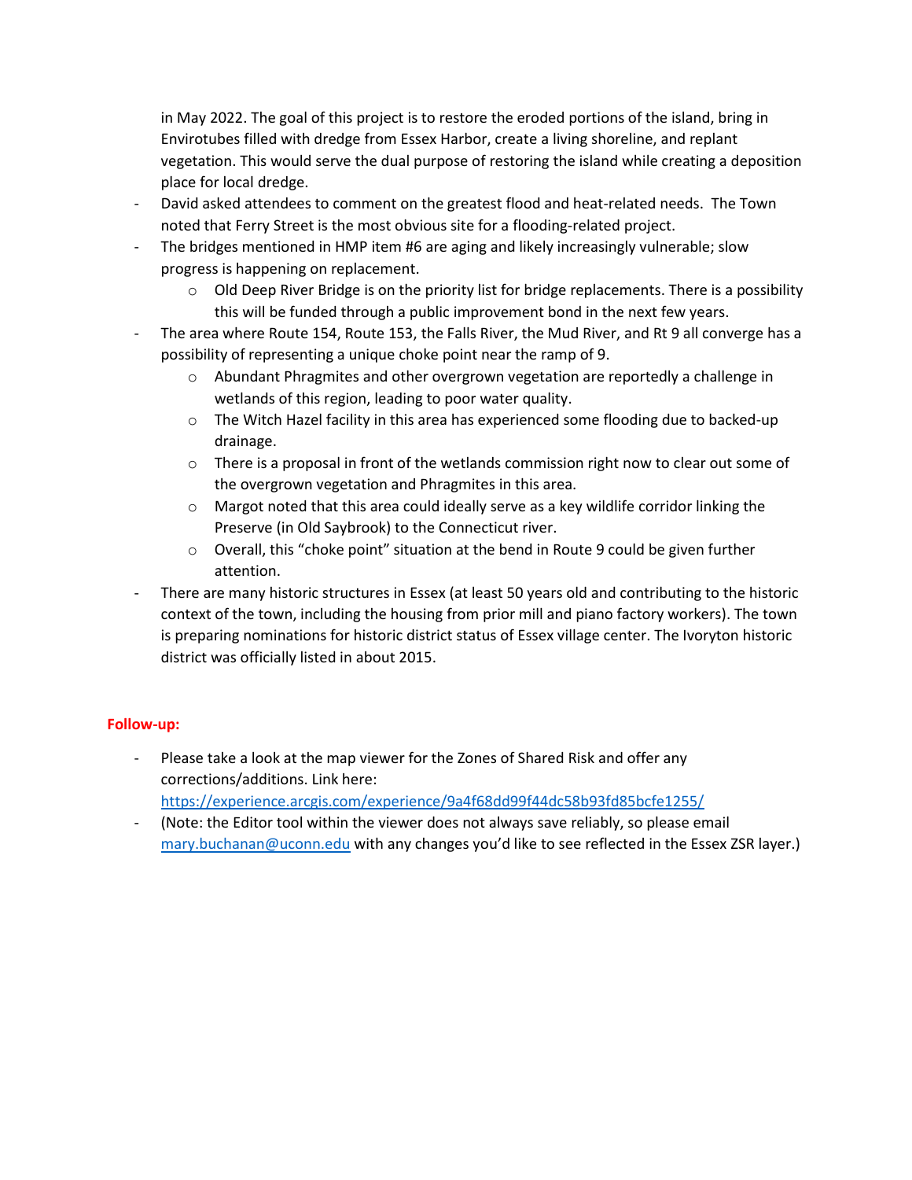in May 2022. The goal of this project is to restore the eroded portions of the island, bring in Envirotubes filled with dredge from Essex Harbor, create a living shoreline, and replant vegetation. This would serve the dual purpose of restoring the island while creating a deposition place for local dredge.

- David asked attendees to comment on the greatest flood and heat-related needs. The Town noted that Ferry Street is the most obvious site for a flooding-related project.
- The bridges mentioned in HMP item #6 are aging and likely increasingly vulnerable; slow progress is happening on replacement.
    - Old Deep River Bridge is on the priority list for bridge replacements. There is a possibility this will be funded through a public improvement bond in the next few years.
- The area where Route 154, Route 153, the Falls River, the Mud River, and Rt 9 all converge has a possibility of representing a unique choke point near the ramp of 9.
    - Abundant Phragmites and other overgrown vegetation are reportedly a challenge in wetlands of this region, leading to poor water quality.
    - The Witch Hazel facility in this area has experienced some flooding due to backed-up drainage.
    - There is a proposal in front of the wetlands commission right now to clear out some of the overgrown vegetation and Phragmites in this area.
    - Margot noted that this area could ideally serve as a key wildlife corridor linking the Preserve (in Old Saybrook) to the Connecticut river.
    - Overall, this "choke point" situation at the bend in Route 9 could be given further attention.
- There are many historic structures in Essex (at least 50 years old and contributing to the historic context of the town, including the housing from prior mill and piano factory workers). The town is preparing nominations for historic district status of Essex village center. The Ivoryton historic district was officially listed in about 2015.

**Follow-up:**

- Please take a look at the map viewer for the Zones of Shared Risk and offer any corrections/additions. Link here: https://experience.arcgis.com/experience/9a4f68dd99f44dc58b93fd85bcfe1255/
- (Note: the Editor tool within the viewer does not always save reliably, so please email mary.buchanan@uconn.edu with any changes you'd like to see reflected in the Essex ZSR layer.)